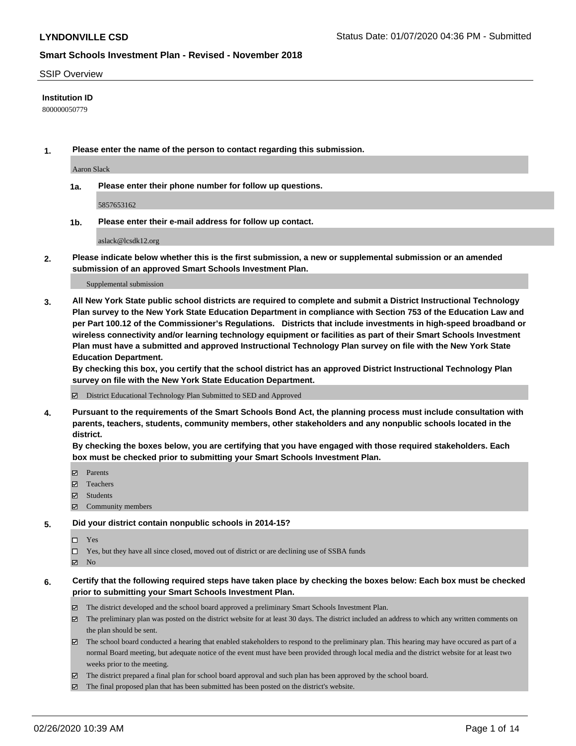**LYNDONVILLE CSD** Status Date: 01/07/2020 04:36 PM - Submitted

**Smart Schools Investment Plan - Revised - November 2018**

SSIP Overview

**Institution ID**

800000050779

**1. Please enter the name of the person to contact regarding this submission.**

Aaron Slack

**1a. Please enter their phone number for follow up questions.**

5857653162

**1b. Please enter their e-mail address for follow up contact.**

aslack@lcsdk12.org

**2. Please indicate below whether this is the first submission, a new or supplemental submission or an amended submission of an approved Smart Schools Investment Plan.**

Supplemental submission

**3. All New York State public school districts are required to complete and submit a District Instructional Technology Plan survey to the New York State Education Department in compliance with Section 753 of the Education Law and per Part 100.12 of the Commissioner's Regulations. Districts that include investments in high-speed broadband or wireless connectivity and/or learning technology equipment or facilities as part of their Smart Schools Investment Plan must have a submitted and approved Instructional Technology Plan survey on file with the New York State Education Department.**

**By checking this box, you certify that the school district has an approved District Instructional Technology Plan survey on file with the New York State Education Department.**

- ☑ District Educational Technology Plan Submitted to SED and Approved

**4. Pursuant to the requirements of the Smart Schools Bond Act, the planning process must include consultation with parents, teachers, students, community members, other stakeholders and any nonpublic schools located in the district.**

**By checking the boxes below, you are certifying that you have engaged with those required stakeholders. Each box must be checked prior to submitting your Smart Schools Investment Plan.**

- ☑ Parents
- ☑ Teachers
- ☑ Students
- ☑ Community members

**5. Did your district contain nonpublic schools in 2014-15?**

- ☐ Yes
- ☐ Yes, but they have all since closed, moved out of district or are declining use of SSBA funds
- ☑ No

**6. Certify that the following required steps have taken place by checking the boxes below: Each box must be checked prior to submitting your Smart Schools Investment Plan.**

- ☑ The district developed and the school board approved a preliminary Smart Schools Investment Plan.
- ☑ The preliminary plan was posted on the district website for at least 30 days. The district included an address to which any written comments on the plan should be sent.
- ☑ The school board conducted a hearing that enabled stakeholders to respond to the preliminary plan. This hearing may have occured as part of a normal Board meeting, but adequate notice of the event must have been provided through local media and the district website for at least two weeks prior to the meeting.
- ☑ The district prepared a final plan for school board approval and such plan has been approved by the school board.
- ☑ The final proposed plan that has been submitted has been posted on the district's website.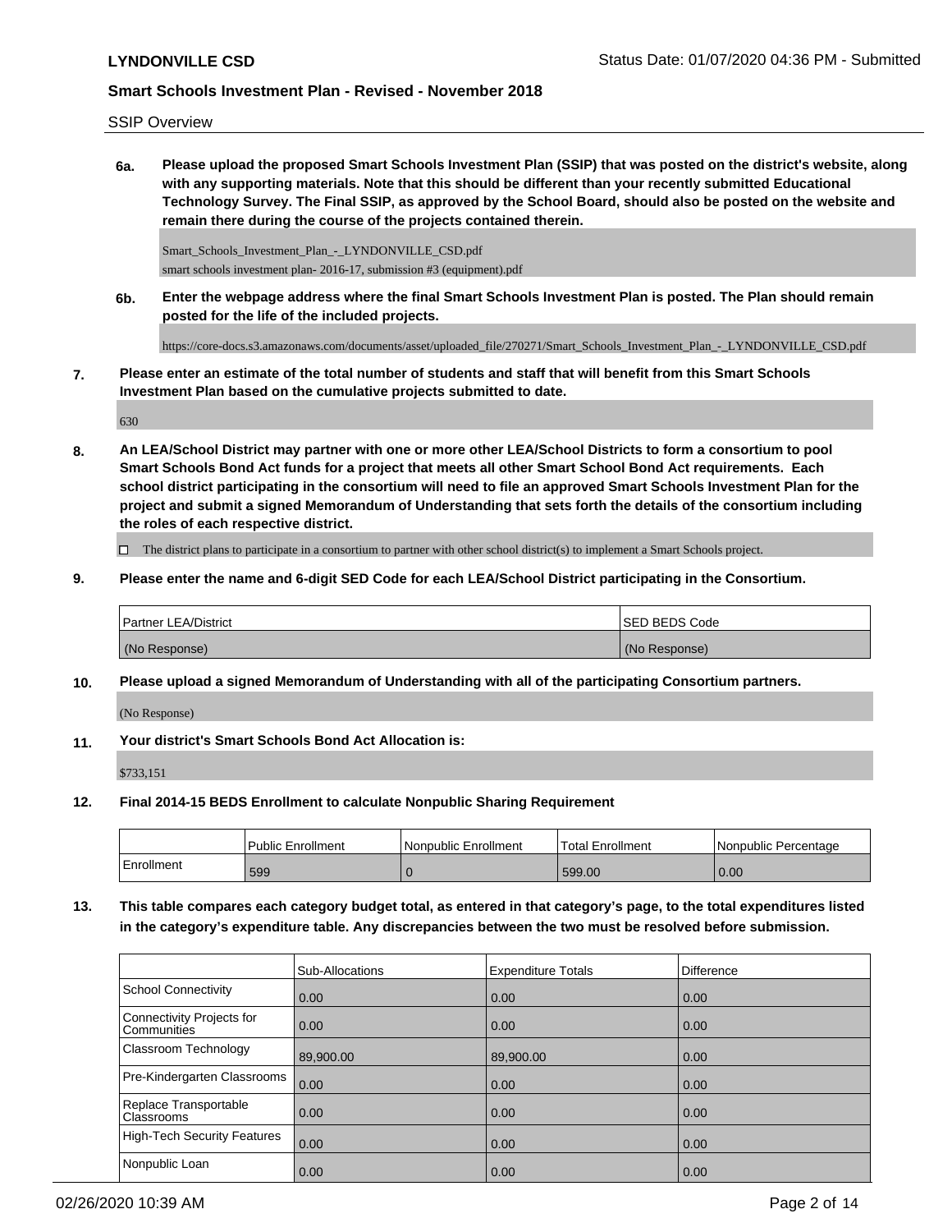SSIP Overview

**6a. Please upload the proposed Smart Schools Investment Plan (SSIP) that was posted on the district's website, along with any supporting materials. Note that this should be different than your recently submitted Educational Technology Survey. The Final SSIP, as approved by the School Board, should also be posted on the website and remain there during the course of the projects contained therein.**

Smart_Schools_Investment_Plan_-_LYNDONVILLE_CSD.pdf
smart schools investment plan- 2016-17, submission #3 (equipment).pdf

**6b. Enter the webpage address where the final Smart Schools Investment Plan is posted. The Plan should remain posted for the life of the included projects.**

https://core-docs.s3.amazonaws.com/documents/asset/uploaded_file/270271/Smart_Schools_Investment_Plan_-_LYNDONVILLE_CSD.pdf

**7. Please enter an estimate of the total number of students and staff that will benefit from this Smart Schools Investment Plan based on the cumulative projects submitted to date.**

630

**8. An LEA/School District may partner with one or more other LEA/School Districts to form a consortium to pool Smart Schools Bond Act funds for a project that meets all other Smart School Bond Act requirements. Each school district participating in the consortium will need to file an approved Smart Schools Investment Plan for the project and submit a signed Memorandum of Understanding that sets forth the details of the consortium including the roles of each respective district.**

☐ The district plans to participate in a consortium to partner with other school district(s) to implement a Smart Schools project.

**9. Please enter the name and 6-digit SED Code for each LEA/School District participating in the Consortium.**

| Partner LEA/District | SED BEDS Code |
|---|---|
| (No Response) | (No Response) |

**10. Please upload a signed Memorandum of Understanding with all of the participating Consortium partners.**

(No Response)

**11. Your district's Smart Schools Bond Act Allocation is:**

$733,151

**12. Final 2014-15 BEDS Enrollment to calculate Nonpublic Sharing Requirement**

| | Public Enrollment | Nonpublic Enrollment | Total Enrollment | Nonpublic Percentage |
|---|---|---|---|---|
| Enrollment | 599 | 0 | 599.00 | 0.00 |

**13. This table compares each category budget total, as entered in that category's page, to the total expenditures listed in the category's expenditure table. Any discrepancies between the two must be resolved before submission.**

| | Sub-Allocations | Expenditure Totals | Difference |
|---|---|---|---|
| School Connectivity | 0.00 | 0.00 | 0.00 |
| Connectivity Projects for Communities | 0.00 | 0.00 | 0.00 |
| Classroom Technology | 89,900.00 | 89,900.00 | 0.00 |
| Pre-Kindergarten Classrooms | 0.00 | 0.00 | 0.00 |
| Replace Transportable Classrooms | 0.00 | 0.00 | 0.00 |
| High-Tech Security Features | 0.00 | 0.00 | 0.00 |
| Nonpublic Loan | 0.00 | 0.00 | 0.00 |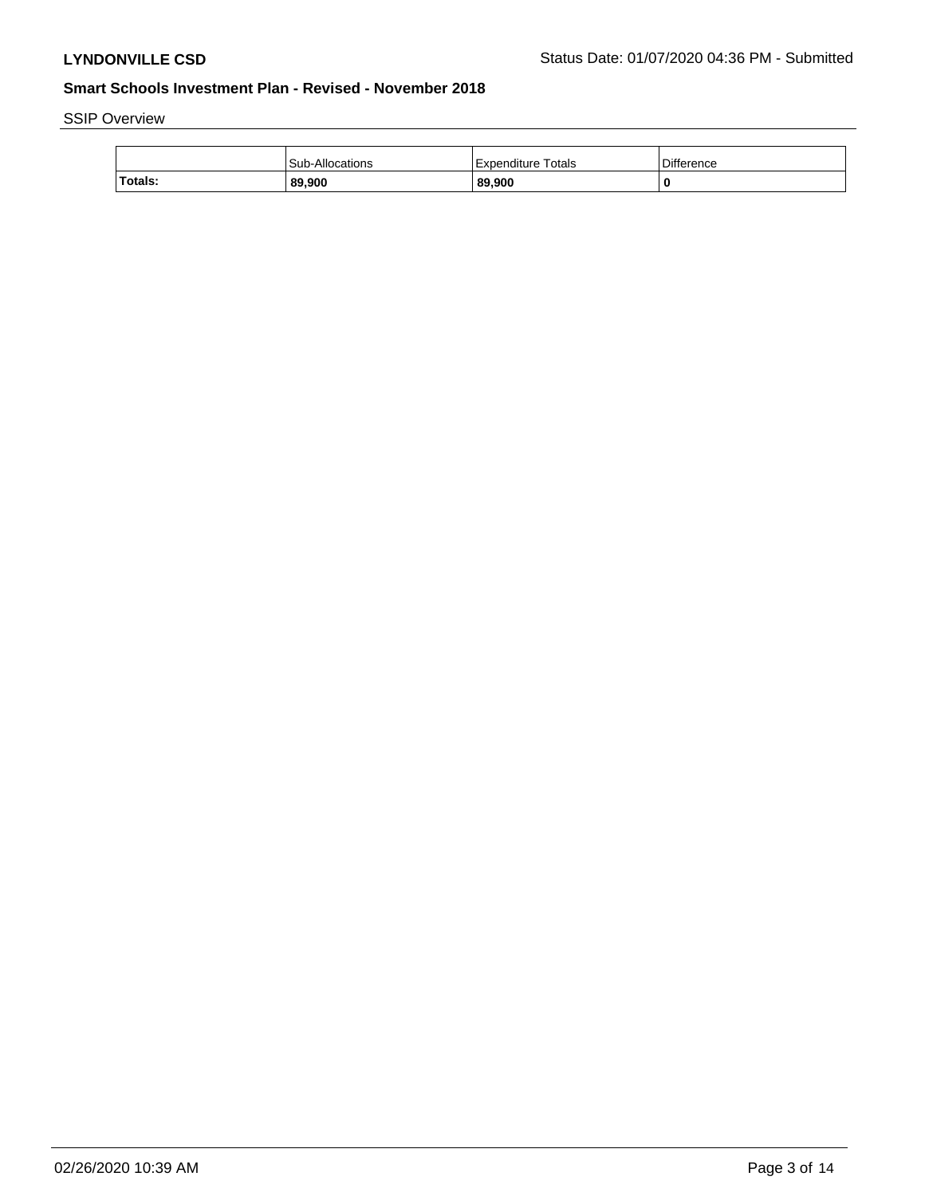SSIP Overview

| | Sub-Allocations | Expenditure Totals | Difference |
|---|---|---|---|
| **Totals:** | **89,900** | **89,900** | **0** |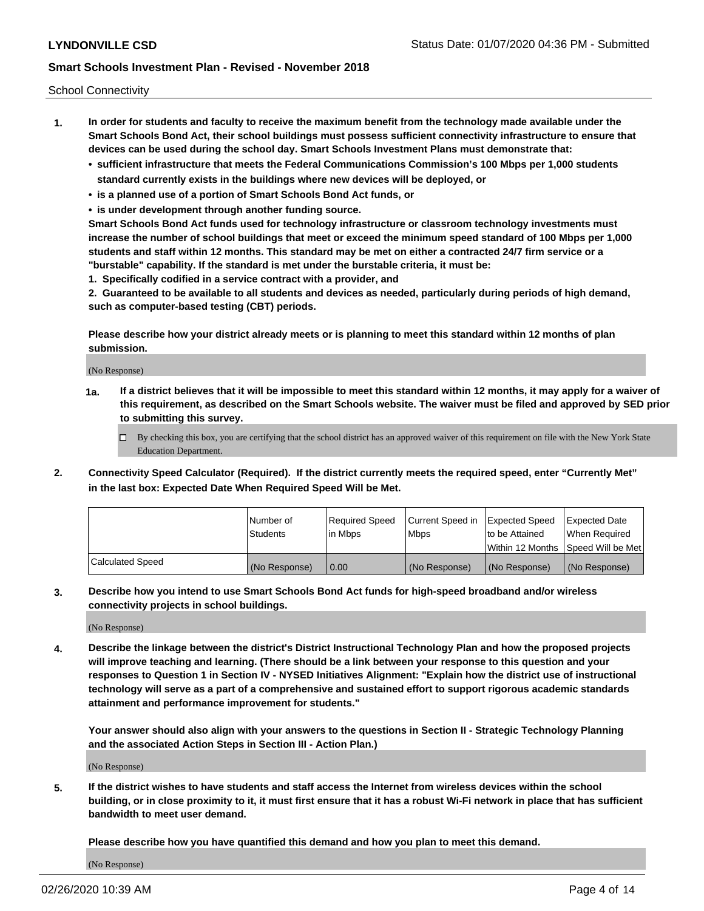School Connectivity

1. **In order for students and faculty to receive the maximum benefit from the technology made available under the Smart Schools Bond Act, their school buildings must possess sufficient connectivity infrastructure to ensure that devices can be used during the school day. Smart Schools Investment Plans must demonstrate that:**
   - **sufficient infrastructure that meets the Federal Communications Commission's 100 Mbps per 1,000 students standard currently exists in the buildings where new devices will be deployed, or**
   - **is a planned use of a portion of Smart Schools Bond Act funds, or**
   - **is under development through another funding source.**

   **Smart Schools Bond Act funds used for technology infrastructure or classroom technology investments must increase the number of school buildings that meet or exceed the minimum speed standard of 100 Mbps per 1,000 students and staff within 12 months. This standard may be met on either a contracted 24/7 firm service or a "burstable" capability. If the standard is met under the burstable criteria, it must be:**

   **1. Specifically codified in a service contract with a provider, and**

   **2. Guaranteed to be available to all students and devices as needed, particularly during periods of high demand, such as computer-based testing (CBT) periods.**

   **Please describe how your district already meets or is planning to meet this standard within 12 months of plan submission.**

   (No Response)

   **1a. If a district believes that it will be impossible to meet this standard within 12 months, it may apply for a waiver of this requirement, as described on the Smart Schools website. The waiver must be filed and approved by SED prior to submitting this survey.**

   ☐ By checking this box, you are certifying that the school district has an approved waiver of this requirement on file with the New York State Education Department.

2. **Connectivity Speed Calculator (Required). If the district currently meets the required speed, enter "Currently Met" in the last box: Expected Date When Required Speed Will be Met.**

| | Number of Students | Required Speed in Mbps | Current Speed in Mbps | Expected Speed to be Attained Within 12 Months | Expected Date When Required Speed Will be Met |
|---|---|---|---|---|---|
| Calculated Speed | (No Response) | 0.00 | (No Response) | (No Response) | (No Response) |

3. **Describe how you intend to use Smart Schools Bond Act funds for high-speed broadband and/or wireless connectivity projects in school buildings.**

   (No Response)

4. **Describe the linkage between the district's District Instructional Technology Plan and how the proposed projects will improve teaching and learning. (There should be a link between your response to this question and your responses to Question 1 in Section IV - NYSED Initiatives Alignment: "Explain how the district use of instructional technology will serve as a part of a comprehensive and sustained effort to support rigorous academic standards attainment and performance improvement for students."**

   **Your answer should also align with your answers to the questions in Section II - Strategic Technology Planning and the associated Action Steps in Section III - Action Plan.)**

   (No Response)

5. **If the district wishes to have students and staff access the Internet from wireless devices within the school building, or in close proximity to it, it must first ensure that it has a robust Wi-Fi network in place that has sufficient bandwidth to meet user demand.**

   **Please describe how you have quantified this demand and how you plan to meet this demand.**

   (No Response)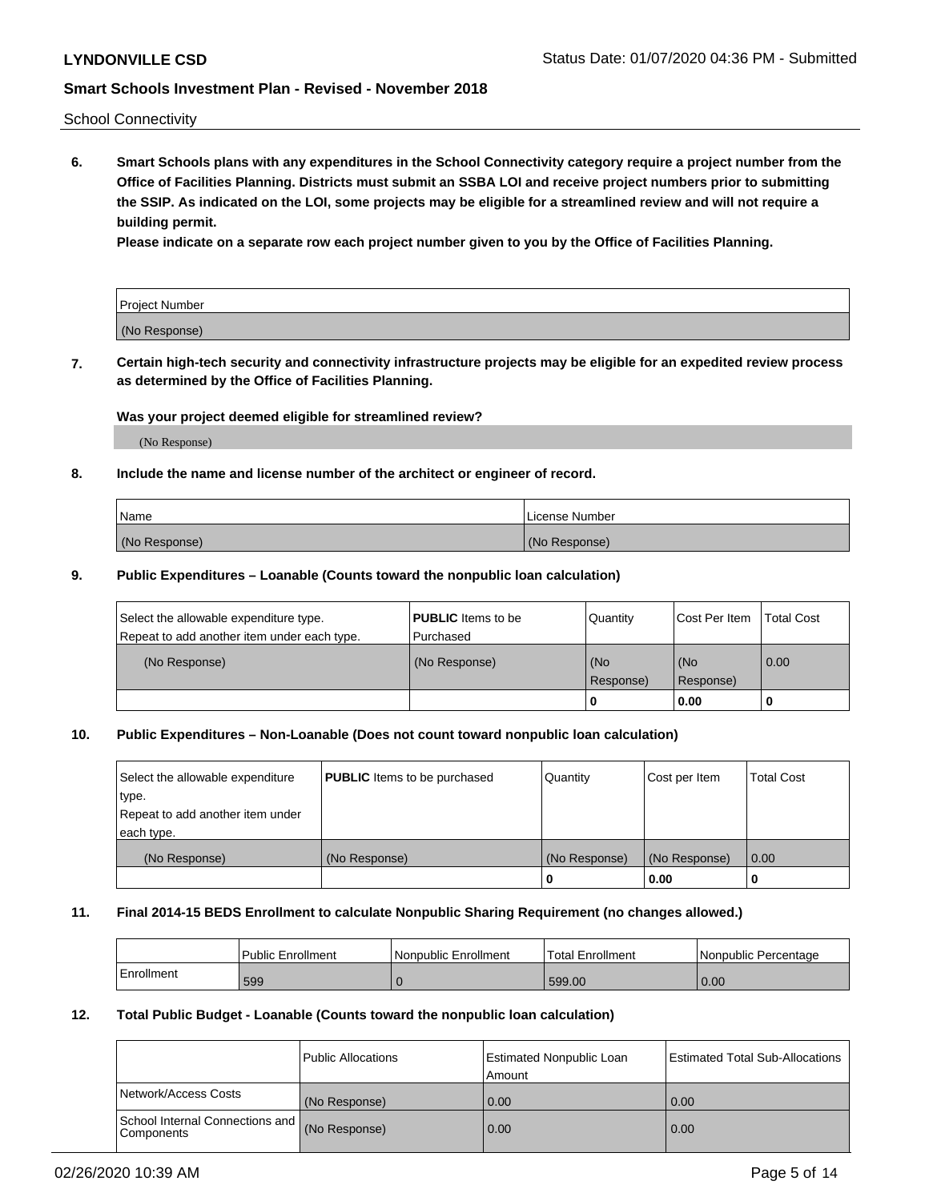School Connectivity

**6. Smart Schools plans with any expenditures in the School Connectivity category require a project number from the Office of Facilities Planning. Districts must submit an SSBA LOI and receive project numbers prior to submitting the SSIP. As indicated on the LOI, some projects may be eligible for a streamlined review and will not require a building permit.**

**Please indicate on a separate row each project number given to you by the Office of Facilities Planning.**

| Project Number |
| --- |
| (No Response) |

**7. Certain high-tech security and connectivity infrastructure projects may be eligible for an expedited review process as determined by the Office of Facilities Planning.**

**Was your project deemed eligible for streamlined review?**

(No Response)

**8. Include the name and license number of the architect or engineer of record.**

| Name | License Number |
| --- | --- |
| (No Response) | (No Response) |

**9. Public Expenditures – Loanable (Counts toward the nonpublic loan calculation)**

| Select the allowable expenditure type. Repeat to add another item under each type. | **PUBLIC** Items to be Purchased | Quantity | Cost Per Item | Total Cost |
| --- | --- | --- | --- | --- |
| (No Response) | (No Response) | (No Response) | (No Response) | 0.00 |
| | | 0 | 0.00 | 0 |

**10. Public Expenditures – Non-Loanable (Does not count toward nonpublic loan calculation)**

| Select the allowable expenditure type. Repeat to add another item under each type. | **PUBLIC** Items to be purchased | Quantity | Cost per Item | Total Cost |
| --- | --- | --- | --- | --- |
| (No Response) | (No Response) | (No Response) | (No Response) | 0.00 |
| | | 0 | 0.00 | 0 |

**11. Final 2014-15 BEDS Enrollment to calculate Nonpublic Sharing Requirement (no changes allowed.)**

| | Public Enrollment | Nonpublic Enrollment | Total Enrollment | Nonpublic Percentage |
| --- | --- | --- | --- | --- |
| Enrollment | 599 | 0 | 599.00 | 0.00 |

**12. Total Public Budget - Loanable (Counts toward the nonpublic loan calculation)**

| | Public Allocations | Estimated Nonpublic Loan Amount | Estimated Total Sub-Allocations |
| --- | --- | --- | --- |
| Network/Access Costs | (No Response) | 0.00 | 0.00 |
| School Internal Connections and Components | (No Response) | 0.00 | 0.00 |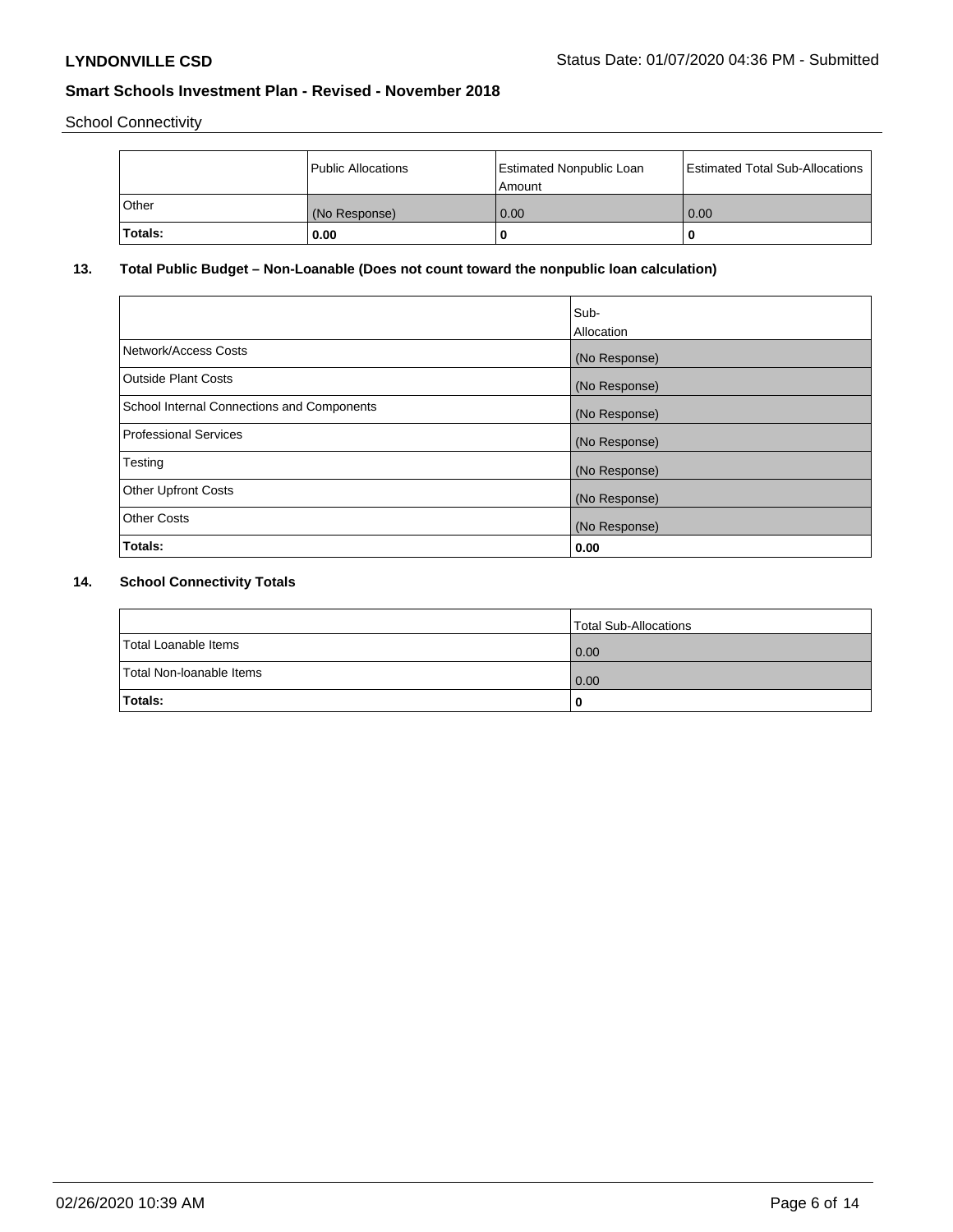School Connectivity

| | Public Allocations | Estimated Nonpublic Loan Amount | Estimated Total Sub-Allocations |
|---|---|---|---|
| Other | (No Response) | 0.00 | 0.00 |
| **Totals:** | **0.00** | **0** | **0** |

## 13. Total Public Budget – Non-Loanable (Does not count toward the nonpublic loan calculation)

| | Sub-Allocation |
|---|---|
| Network/Access Costs | (No Response) |
| Outside Plant Costs | (No Response) |
| School Internal Connections and Components | (No Response) |
| Professional Services | (No Response) |
| Testing | (No Response) |
| Other Upfront Costs | (No Response) |
| Other Costs | (No Response) |
| **Totals:** | **0.00** |

## 14. School Connectivity Totals

| | Total Sub-Allocations |
|---|---|
| Total Loanable Items | 0.00 |
| Total Non-loanable Items | 0.00 |
| **Totals:** | **0** |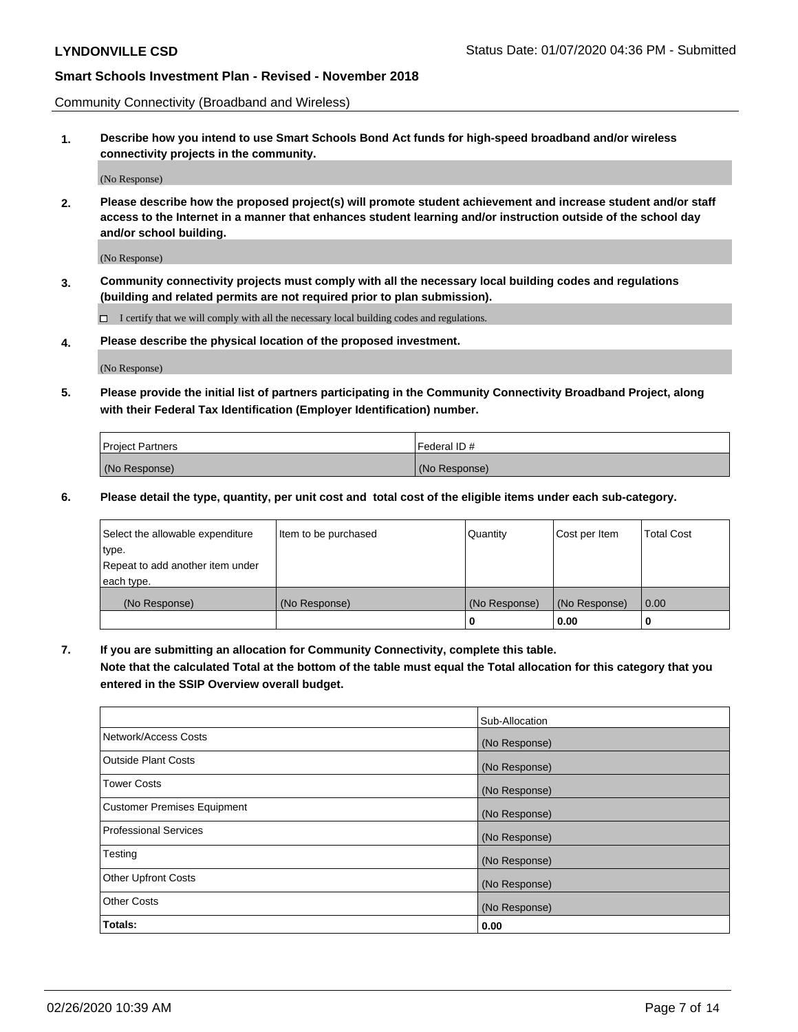Community Connectivity (Broadband and Wireless)

**1. Describe how you intend to use Smart Schools Bond Act funds for high-speed broadband and/or wireless connectivity projects in the community.**

(No Response)

**2. Please describe how the proposed project(s) will promote student achievement and increase student and/or staff access to the Internet in a manner that enhances student learning and/or instruction outside of the school day and/or school building.**

(No Response)

**3. Community connectivity projects must comply with all the necessary local building codes and regulations (building and related permits are not required prior to plan submission).**

☐ I certify that we will comply with all the necessary local building codes and regulations.

**4. Please describe the physical location of the proposed investment.**

(No Response)

**5. Please provide the initial list of partners participating in the Community Connectivity Broadband Project, along with their Federal Tax Identification (Employer Identification) number.**

| Project Partners | Federal ID # |
|---|---|
| (No Response) | (No Response) |

**6. Please detail the type, quantity, per unit cost and total cost of the eligible items under each sub-category.**

| Select the allowable expenditure type. Repeat to add another item under each type. | Item to be purchased | Quantity | Cost per Item | Total Cost |
|---|---|---|---|---|
| (No Response) | (No Response) | (No Response) | (No Response) | 0.00 |
| | | 0 | 0.00 | 0 |

**7. If you are submitting an allocation for Community Connectivity, complete this table. Note that the calculated Total at the bottom of the table must equal the Total allocation for this category that you entered in the SSIP Overview overall budget.**

| | Sub-Allocation |
|---|---|
| Network/Access Costs | (No Response) |
| Outside Plant Costs | (No Response) |
| Tower Costs | (No Response) |
| Customer Premises Equipment | (No Response) |
| Professional Services | (No Response) |
| Testing | (No Response) |
| Other Upfront Costs | (No Response) |
| Other Costs | (No Response) |
| **Totals:** | **0.00** |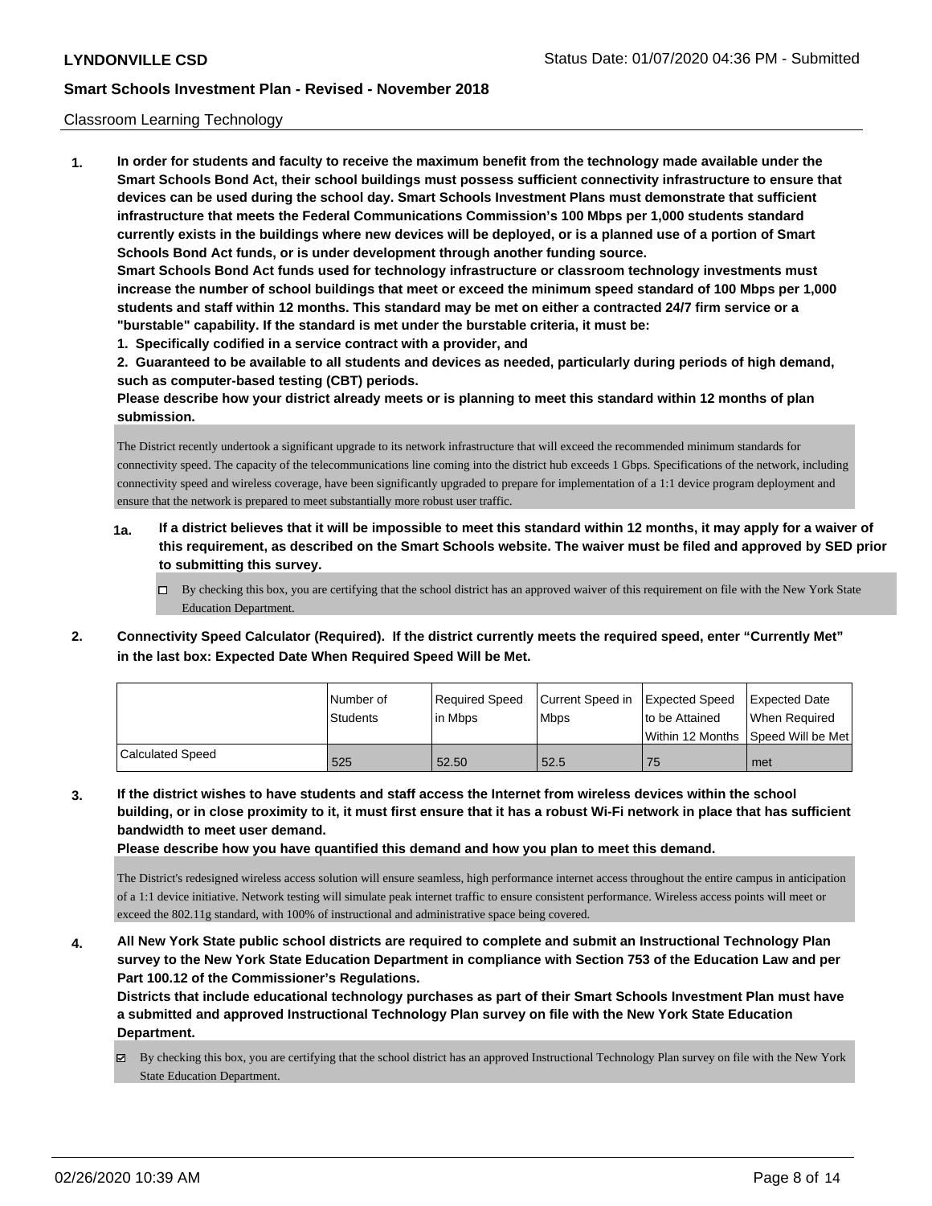Classroom Learning Technology

1. **In order for students and faculty to receive the maximum benefit from the technology made available under the Smart Schools Bond Act, their school buildings must possess sufficient connectivity infrastructure to ensure that devices can be used during the school day. Smart Schools Investment Plans must demonstrate that sufficient infrastructure that meets the Federal Communications Commission's 100 Mbps per 1,000 students standard currently exists in the buildings where new devices will be deployed, or is a planned use of a portion of Smart Schools Bond Act funds, or is under development through another funding source.**
   **Smart Schools Bond Act funds used for technology infrastructure or classroom technology investments must increase the number of school buildings that meet or exceed the minimum speed standard of 100 Mbps per 1,000 students and staff within 12 months. This standard may be met on either a contracted 24/7 firm service or a "burstable" capability. If the standard is met under the burstable criteria, it must be:**
   **1. Specifically codified in a service contract with a provider, and**
   **2. Guaranteed to be available to all students and devices as needed, particularly during periods of high demand, such as computer-based testing (CBT) periods.**
   **Please describe how your district already meets or is planning to meet this standard within 12 months of plan submission.**

   The District recently undertook a significant upgrade to its network infrastructure that will exceed the recommended minimum standards for connectivity speed. The capacity of the telecommunications line coming into the district hub exceeds 1 Gbps. Specifications of the network, including connectivity speed and wireless coverage, have been significantly upgraded to prepare for implementation of a 1:1 device program deployment and ensure that the network is prepared to meet substantially more robust user traffic.

   **1a. If a district believes that it will be impossible to meet this standard within 12 months, it may apply for a waiver of this requirement, as described on the Smart Schools website. The waiver must be filed and approved by SED prior to submitting this survey.**

   ☐ By checking this box, you are certifying that the school district has an approved waiver of this requirement on file with the New York State Education Department.

2. **Connectivity Speed Calculator (Required). If the district currently meets the required speed, enter "Currently Met" in the last box: Expected Date When Required Speed Will be Met.**

| | Number of Students | Required Speed in Mbps | Current Speed in Mbps | Expected Speed to be Attained Within 12 Months | Expected Date When Required Speed Will be Met |
|---|---|---|---|---|---|
| Calculated Speed | 525 | 52.50 | 52.5 | 75 | met |

3. **If the district wishes to have students and staff access the Internet from wireless devices within the school building, or in close proximity to it, it must first ensure that it has a robust Wi-Fi network in place that has sufficient bandwidth to meet user demand.**
   **Please describe how you have quantified this demand and how you plan to meet this demand.**

   The District's redesigned wireless access solution will ensure seamless, high performance internet access throughout the entire campus in anticipation of a 1:1 device initiative. Network testing will simulate peak internet traffic to ensure consistent performance. Wireless access points will meet or exceed the 802.11g standard, with 100% of instructional and administrative space being covered.

4. **All New York State public school districts are required to complete and submit an Instructional Technology Plan survey to the New York State Education Department in compliance with Section 753 of the Education Law and per Part 100.12 of the Commissioner's Regulations.**
   **Districts that include educational technology purchases as part of their Smart Schools Investment Plan must have a submitted and approved Instructional Technology Plan survey on file with the New York State Education Department.**

   ☑ By checking this box, you are certifying that the school district has an approved Instructional Technology Plan survey on file with the New York State Education Department.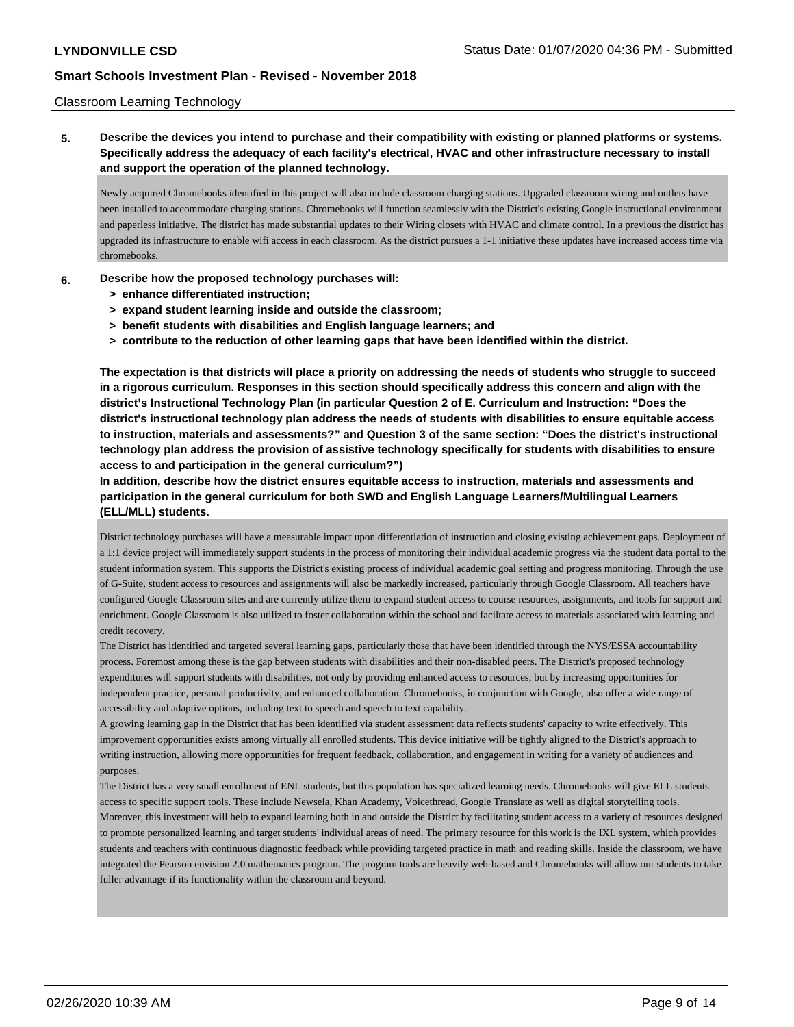Classroom Learning Technology

**5. Describe the devices you intend to purchase and their compatibility with existing or planned platforms or systems. Specifically address the adequacy of each facility's electrical, HVAC and other infrastructure necessary to install and support the operation of the planned technology.**

Newly acquired Chromebooks identified in this project will also include classroom charging stations. Upgraded classroom wiring and outlets have been installed to accommodate charging stations. Chromebooks will function seamlessly with the District's existing Google instructional environment and paperless initiative. The district has made substantial updates to their Wiring closets with HVAC and climate control. In a previous the district has upgraded its infrastructure to enable wifi access in each classroom. As the district pursues a 1-1 initiative these updates have increased access time via chromebooks.

**6. Describe how the proposed technology purchases will:**

- **> enhance differentiated instruction;**
- **> expand student learning inside and outside the classroom;**
- **> benefit students with disabilities and English language learners; and**
- **> contribute to the reduction of other learning gaps that have been identified within the district.**

**The expectation is that districts will place a priority on addressing the needs of students who struggle to succeed in a rigorous curriculum. Responses in this section should specifically address this concern and align with the district's Instructional Technology Plan (in particular Question 2 of E. Curriculum and Instruction: "Does the district's instructional technology plan address the needs of students with disabilities to ensure equitable access to instruction, materials and assessments?" and Question 3 of the same section: "Does the district's instructional technology plan address the provision of assistive technology specifically for students with disabilities to ensure access to and participation in the general curriculum?")**

**In addition, describe how the district ensures equitable access to instruction, materials and assessments and participation in the general curriculum for both SWD and English Language Learners/Multilingual Learners (ELL/MLL) students.**

District technology purchases will have a measurable impact upon differentiation of instruction and closing existing achievement gaps. Deployment of a 1:1 device project will immediately support students in the process of monitoring their individual academic progress via the student data portal to the student information system. This supports the District's existing process of individual academic goal setting and progress monitoring. Through the use of G-Suite, student access to resources and assignments will also be markedly increased, particularly through Google Classroom. All teachers have configured Google Classroom sites and are currently utilize them to expand student access to course resources, assignments, and tools for support and enrichment. Google Classroom is also utilized to foster collaboration within the school and faciltate access to materials associated with learning and credit recovery.

The District has identified and targeted several learning gaps, particularly those that have been identified through the NYS/ESSA accountability process. Foremost among these is the gap between students with disabilities and their non-disabled peers. The District's proposed technology expenditures will support students with disabilities, not only by providing enhanced access to resources, but by increasing opportunities for independent practice, personal productivity, and enhanced collaboration. Chromebooks, in conjunction with Google, also offer a wide range of accessibility and adaptive options, including text to speech and speech to text capability.

A growing learning gap in the District that has been identified via student assessment data reflects students' capacity to write effectively. This improvement opportunities exists among virtually all enrolled students. This device initiative will be tightly aligned to the District's approach to writing instruction, allowing more opportunities for frequent feedback, collaboration, and engagement in writing for a variety of audiences and purposes.

The District has a very small enrollment of ENL students, but this population has specialized learning needs. Chromebooks will give ELL students access to specific support tools. These include Newsela, Khan Academy, Voicethread, Google Translate as well as digital storytelling tools. Moreover, this investment will help to expand learning both in and outside the District by facilitating student access to a variety of resources designed to promote personalized learning and target students' individual areas of need. The primary resource for this work is the IXL system, which provides students and teachers with continuous diagnostic feedback while providing targeted practice in math and reading skills. Inside the classroom, we have integrated the Pearson envision 2.0 mathematics program. The program tools are heavily web-based and Chromebooks will allow our students to take fuller advantage if its functionality within the classroom and beyond.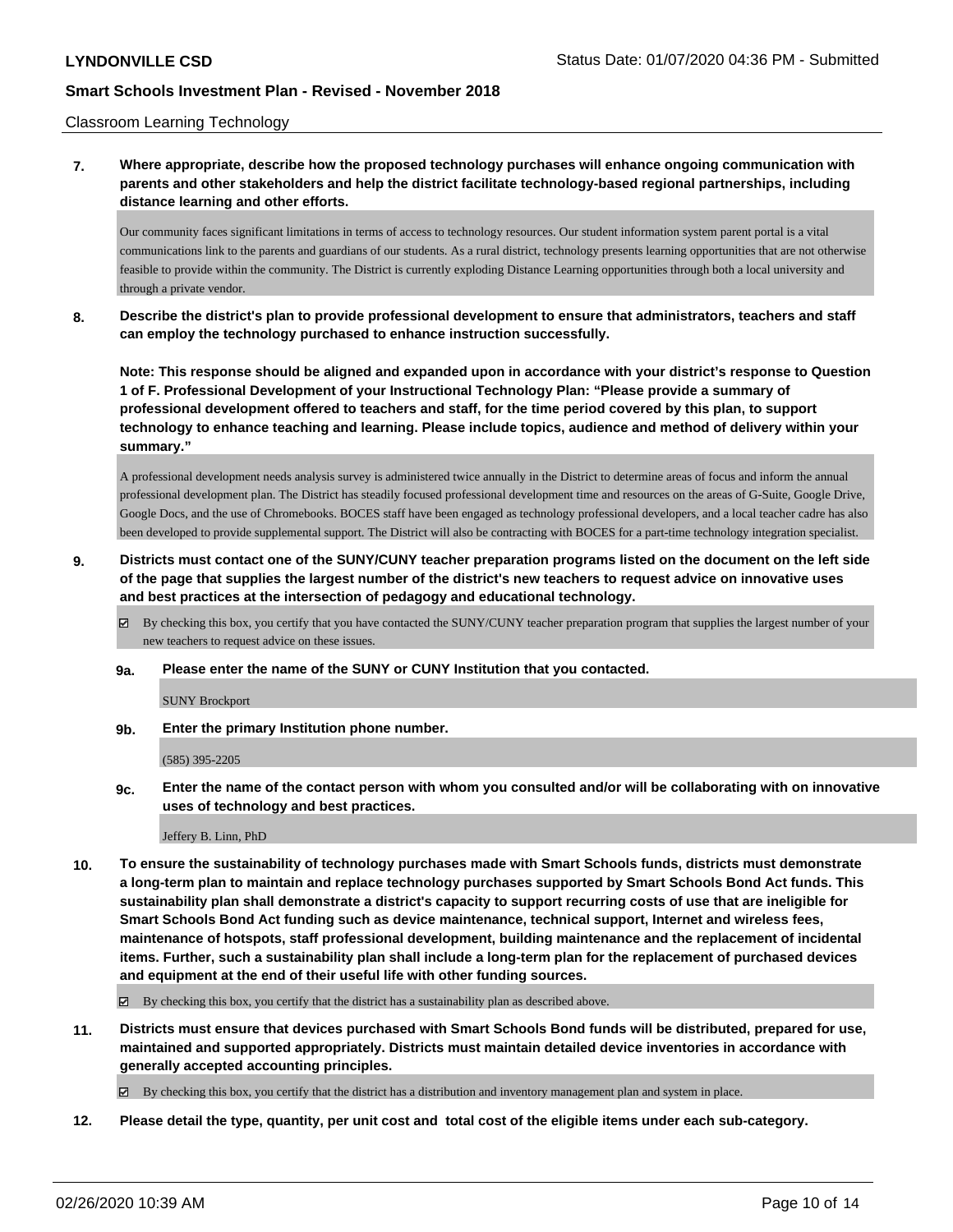Classroom Learning Technology

**7. Where appropriate, describe how the proposed technology purchases will enhance ongoing communication with parents and other stakeholders and help the district facilitate technology-based regional partnerships, including distance learning and other efforts.**

Our community faces significant limitations in terms of access to technology resources. Our student information system parent portal is a vital communications link to the parents and guardians of our students. As a rural district, technology presents learning opportunities that are not otherwise feasible to provide within the community. The District is currently exploding Distance Learning opportunities through both a local university and through a private vendor.

**8. Describe the district's plan to provide professional development to ensure that administrators, teachers and staff can employ the technology purchased to enhance instruction successfully.**

**Note: This response should be aligned and expanded upon in accordance with your district's response to Question 1 of F. Professional Development of your Instructional Technology Plan: "Please provide a summary of professional development offered to teachers and staff, for the time period covered by this plan, to support technology to enhance teaching and learning. Please include topics, audience and method of delivery within your summary."**

A professional development needs analysis survey is administered twice annually in the District to determine areas of focus and inform the annual professional development plan. The District has steadily focused professional development time and resources on the areas of G-Suite, Google Drive, Google Docs, and the use of Chromebooks. BOCES staff have been engaged as technology professional developers, and a local teacher cadre has also been developed to provide supplemental support. The District will also be contracting with BOCES for a part-time technology integration specialist.

**9. Districts must contact one of the SUNY/CUNY teacher preparation programs listed on the document on the left side of the page that supplies the largest number of the district's new teachers to request advice on innovative uses and best practices at the intersection of pedagogy and educational technology.**

☑ By checking this box, you certify that you have contacted the SUNY/CUNY teacher preparation program that supplies the largest number of your new teachers to request advice on these issues.

**9a. Please enter the name of the SUNY or CUNY Institution that you contacted.**

SUNY Brockport

**9b. Enter the primary Institution phone number.**

(585) 395-2205

**9c. Enter the name of the contact person with whom you consulted and/or will be collaborating with on innovative uses of technology and best practices.**

Jeffery B. Linn, PhD

**10. To ensure the sustainability of technology purchases made with Smart Schools funds, districts must demonstrate a long-term plan to maintain and replace technology purchases supported by Smart Schools Bond Act funds. This sustainability plan shall demonstrate a district's capacity to support recurring costs of use that are ineligible for Smart Schools Bond Act funding such as device maintenance, technical support, Internet and wireless fees, maintenance of hotspots, staff professional development, building maintenance and the replacement of incidental items. Further, such a sustainability plan shall include a long-term plan for the replacement of purchased devices and equipment at the end of their useful life with other funding sources.**

☑ By checking this box, you certify that the district has a sustainability plan as described above.

**11. Districts must ensure that devices purchased with Smart Schools Bond funds will be distributed, prepared for use, maintained and supported appropriately. Districts must maintain detailed device inventories in accordance with generally accepted accounting principles.**

☑ By checking this box, you certify that the district has a distribution and inventory management plan and system in place.

**12. Please detail the type, quantity, per unit cost and total cost of the eligible items under each sub-category.**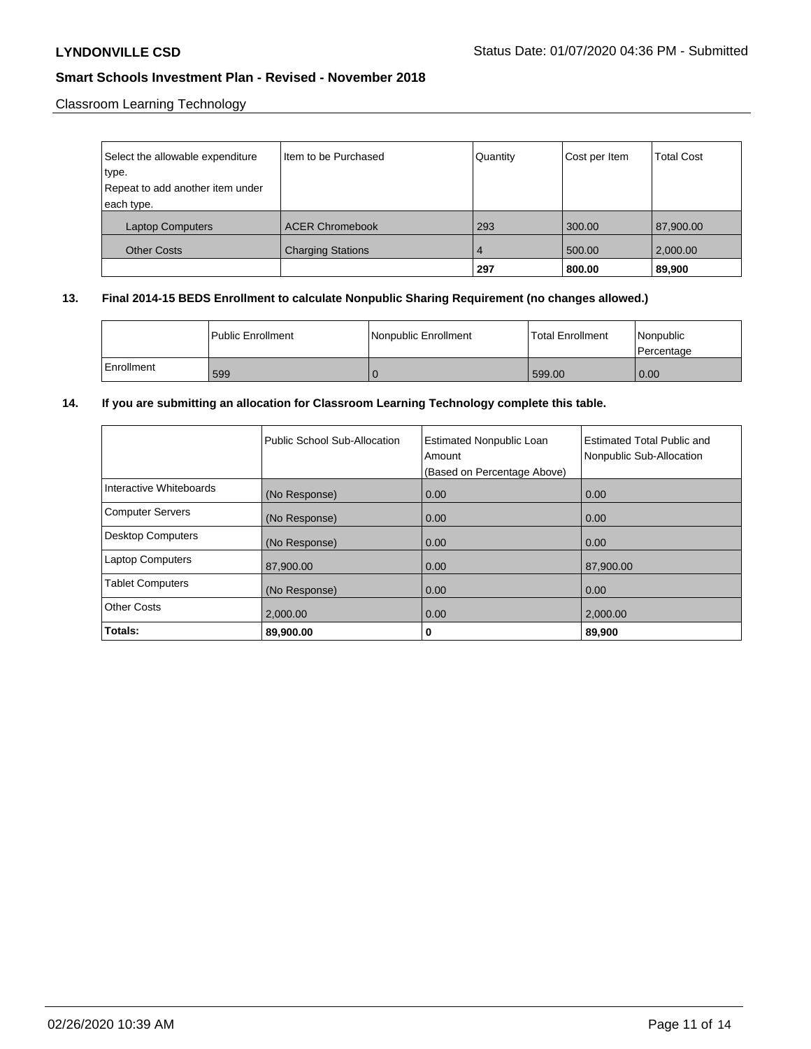Classroom Learning Technology

| Select the allowable expenditure type.<br>Repeat to add another item under each type. | Item to be Purchased | Quantity | Cost per Item | Total Cost |
|---|---|---|---|---|
| Laptop Computers | ACER Chromebook | 293 | 300.00 | 87,900.00 |
| Other Costs | Charging Stations | 4 | 500.00 | 2,000.00 |
| | | **297** | **800.00** | **89,900** |

**13. Final 2014-15 BEDS Enrollment to calculate Nonpublic Sharing Requirement (no changes allowed.)**

| | Public Enrollment | Nonpublic Enrollment | Total Enrollment | Nonpublic Percentage |
|---|---|---|---|---|
| Enrollment | 599 | 0 | 599.00 | 0.00 |

**14. If you are submitting an allocation for Classroom Learning Technology complete this table.**

| | Public School Sub-Allocation | Estimated Nonpublic Loan Amount (Based on Percentage Above) | Estimated Total Public and Nonpublic Sub-Allocation |
|---|---|---|---|
| Interactive Whiteboards | (No Response) | 0.00 | 0.00 |
| Computer Servers | (No Response) | 0.00 | 0.00 |
| Desktop Computers | (No Response) | 0.00 | 0.00 |
| Laptop Computers | 87,900.00 | 0.00 | 87,900.00 |
| Tablet Computers | (No Response) | 0.00 | 0.00 |
| Other Costs | 2,000.00 | 0.00 | 2,000.00 |
| **Totals:** | **89,900.00** | **0** | **89,900** |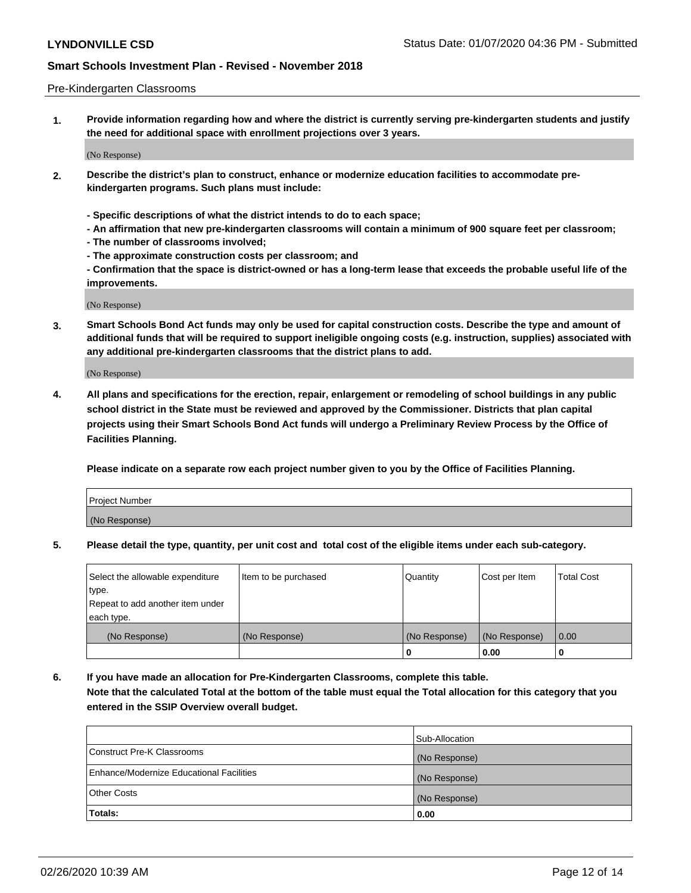Pre-Kindergarten Classrooms

**1. Provide information regarding how and where the district is currently serving pre-kindergarten students and justify the need for additional space with enrollment projections over 3 years.**

(No Response)

**2. Describe the district's plan to construct, enhance or modernize education facilities to accommodate pre-kindergarten programs. Such plans must include:**

**- Specific descriptions of what the district intends to do to each space;**
**- An affirmation that new pre-kindergarten classrooms will contain a minimum of 900 square feet per classroom;**
**- The number of classrooms involved;**
**- The approximate construction costs per classroom; and**
**- Confirmation that the space is district-owned or has a long-term lease that exceeds the probable useful life of the improvements.**

(No Response)

**3. Smart Schools Bond Act funds may only be used for capital construction costs. Describe the type and amount of additional funds that will be required to support ineligible ongoing costs (e.g. instruction, supplies) associated with any additional pre-kindergarten classrooms that the district plans to add.**

(No Response)

**4. All plans and specifications for the erection, repair, enlargement or remodeling of school buildings in any public school district in the State must be reviewed and approved by the Commissioner. Districts that plan capital projects using their Smart Schools Bond Act funds will undergo a Preliminary Review Process by the Office of Facilities Planning.**

**Please indicate on a separate row each project number given to you by the Office of Facilities Planning.**

| Project Number |
| --- |
| (No Response) |

**5. Please detail the type, quantity, per unit cost and total cost of the eligible items under each sub-category.**

| Select the allowable expenditure type. Repeat to add another item under each type. | Item to be purchased | Quantity | Cost per Item | Total Cost |
| --- | --- | --- | --- | --- |
| (No Response) | (No Response) | (No Response) | (No Response) | 0.00 |
| | | 0 | 0.00 | 0 |

**6. If you have made an allocation for Pre-Kindergarten Classrooms, complete this table. Note that the calculated Total at the bottom of the table must equal the Total allocation for this category that you entered in the SSIP Overview overall budget.**

| | Sub-Allocation |
| --- | --- |
| Construct Pre-K Classrooms | (No Response) |
| Enhance/Modernize Educational Facilities | (No Response) |
| Other Costs | (No Response) |
| **Totals:** | **0.00** |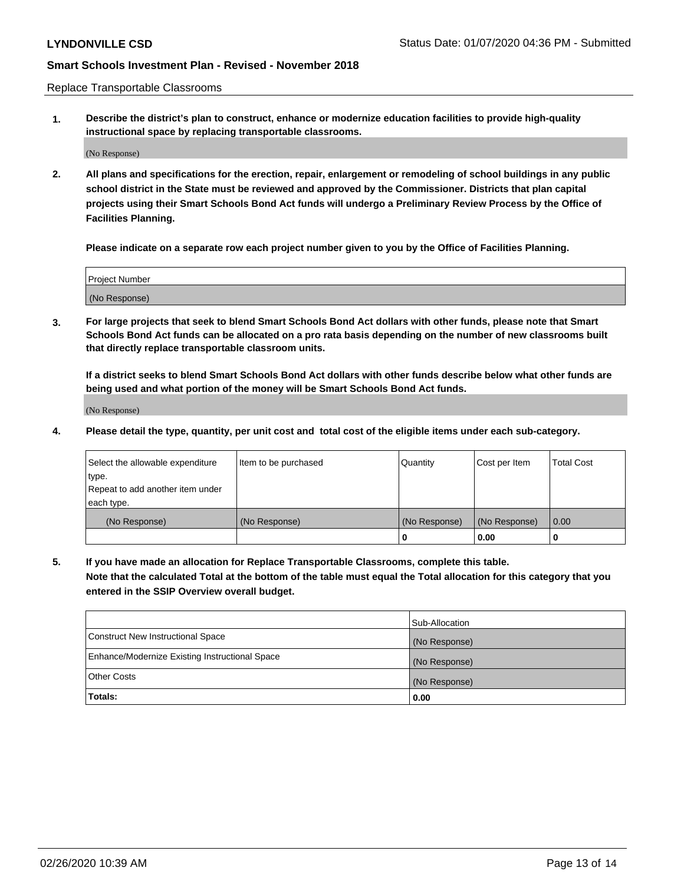Replace Transportable Classrooms

**1. Describe the district's plan to construct, enhance or modernize education facilities to provide high-quality instructional space by replacing transportable classrooms.**

(No Response)

**2. All plans and specifications for the erection, repair, enlargement or remodeling of school buildings in any public school district in the State must be reviewed and approved by the Commissioner. Districts that plan capital projects using their Smart Schools Bond Act funds will undergo a Preliminary Review Process by the Office of Facilities Planning.**

**Please indicate on a separate row each project number given to you by the Office of Facilities Planning.**

| Project Number |
| --- |
| (No Response) |

**3. For large projects that seek to blend Smart Schools Bond Act dollars with other funds, please note that Smart Schools Bond Act funds can be allocated on a pro rata basis depending on the number of new classrooms built that directly replace transportable classroom units.**

**If a district seeks to blend Smart Schools Bond Act dollars with other funds describe below what other funds are being used and what portion of the money will be Smart Schools Bond Act funds.**

(No Response)

**4. Please detail the type, quantity, per unit cost and total cost of the eligible items under each sub-category.**

| Select the allowable expenditure type. Repeat to add another item under each type. | Item to be purchased | Quantity | Cost per Item | Total Cost |
| --- | --- | --- | --- | --- |
| (No Response) | (No Response) | (No Response) | (No Response) | 0.00 |
| | | 0 | 0.00 | 0 |

**5. If you have made an allocation for Replace Transportable Classrooms, complete this table. Note that the calculated Total at the bottom of the table must equal the Total allocation for this category that you entered in the SSIP Overview overall budget.**

| | Sub-Allocation |
| --- | --- |
| Construct New Instructional Space | (No Response) |
| Enhance/Modernize Existing Instructional Space | (No Response) |
| Other Costs | (No Response) |
| **Totals:** | **0.00** |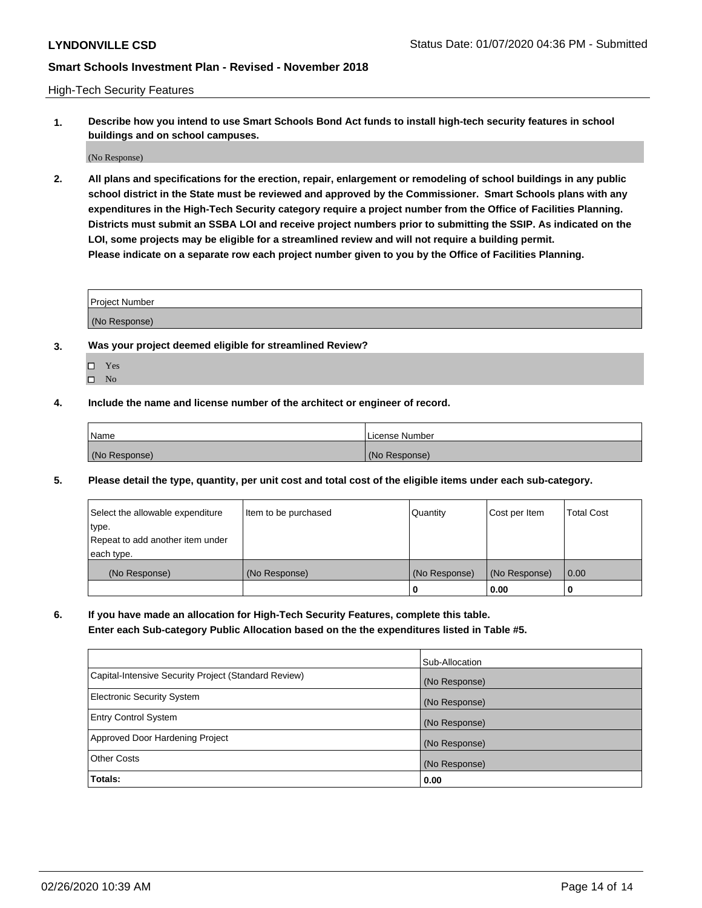High-Tech Security Features

**1. Describe how you intend to use Smart Schools Bond Act funds to install high-tech security features in school buildings and on school campuses.**

(No Response)

**2. All plans and specifications for the erection, repair, enlargement or remodeling of school buildings in any public school district in the State must be reviewed and approved by the Commissioner. Smart Schools plans with any expenditures in the High-Tech Security category require a project number from the Office of Facilities Planning. Districts must submit an SSBA LOI and receive project numbers prior to submitting the SSIP. As indicated on the LOI, some projects may be eligible for a streamlined review and will not require a building permit.**
**Please indicate on a separate row each project number given to you by the Office of Facilities Planning.**

| Project Number |
|---|
| (No Response) |

**3. Was your project deemed eligible for streamlined Review?**

- ☐ Yes
- ☐ No

**4. Include the name and license number of the architect or engineer of record.**

| Name | License Number |
|---|---|
| (No Response) | (No Response) |

**5. Please detail the type, quantity, per unit cost and total cost of the eligible items under each sub-category.**

| Select the allowable expenditure type. Repeat to add another item under each type. | Item to be purchased | Quantity | Cost per Item | Total Cost |
|---|---|---|---|---|
| (No Response) | (No Response) | (No Response) | (No Response) | 0.00 |
| | | 0 | 0.00 | 0 |

**6. If you have made an allocation for High-Tech Security Features, complete this table.**
**Enter each Sub-category Public Allocation based on the the expenditures listed in Table #5.**

| | Sub-Allocation |
|---|---|
| Capital-Intensive Security Project (Standard Review) | (No Response) |
| Electronic Security System | (No Response) |
| Entry Control System | (No Response) |
| Approved Door Hardening Project | (No Response) |
| Other Costs | (No Response) |
| **Totals:** | **0.00** |